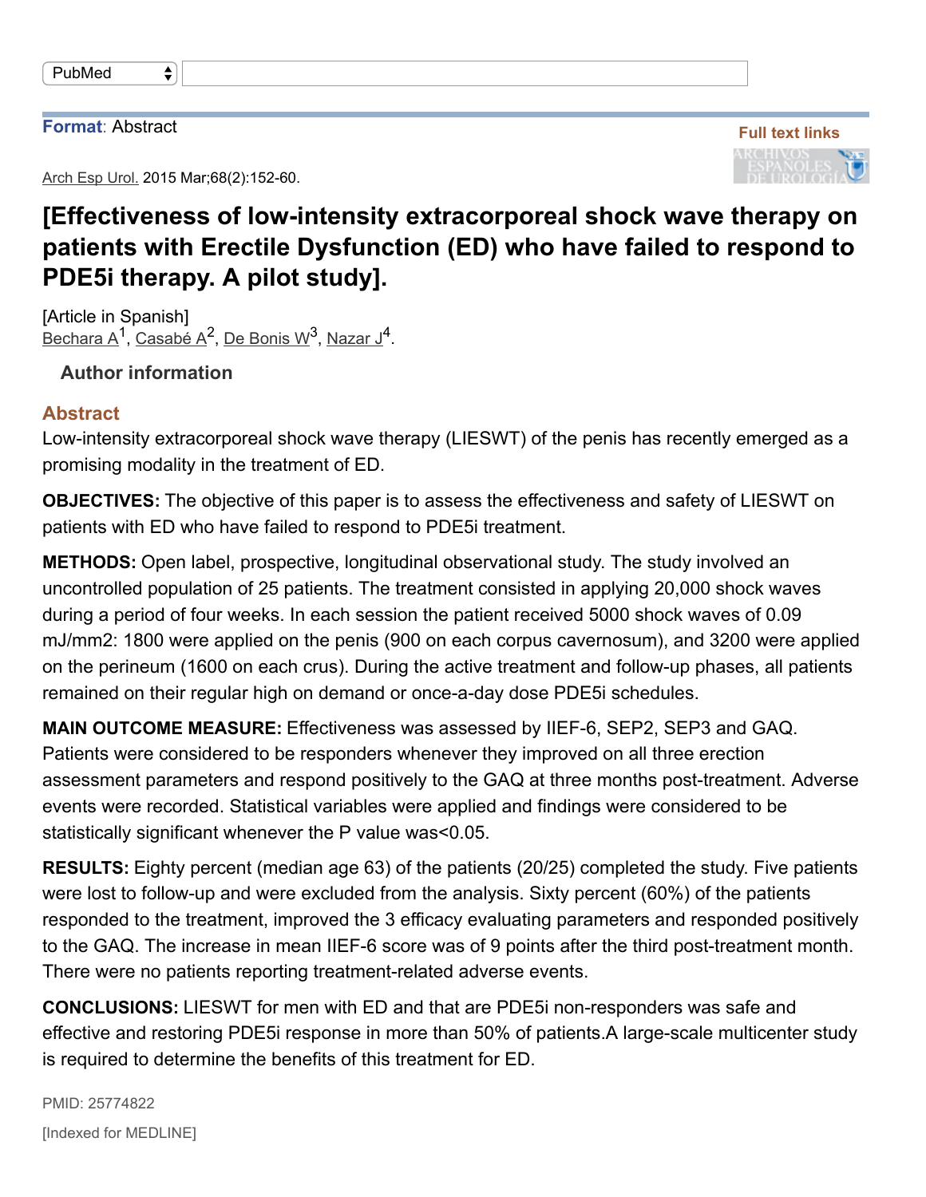Format: Abstract

Full text links

Arch Esp Urol. 2015 Mar;68(2):152-60.

# [Effectiveness of low-intensity extracorporeal shock wave therapy on patients with Erectile Dysfunction (ED) who have failed to respond to PDE5i therapy. A pilot study].

[Article in Spanish]

Bechara A[1], Casabé A[2], De Bonis W[3], Nazar J[4].

### Author information

## Abstract

Low-intensity extracorporeal shock wave therapy (LIESWT) of the penis has recently emerged as a promising modality in the treatment of ED.

**OBJECTIVES:** The objective of this paper is to assess the effectiveness and safety of LIESWT on patients with ED who have failed to respond to PDE5i treatment.

**METHODS:** Open label, prospective, longitudinal observational study. The study involved an uncontrolled population of 25 patients. The treatment consisted in applying 20,000 shock waves during a period of four weeks. In each session the patient received 5000 shock waves of 0.09 mJ/mm2: 1800 were applied on the penis (900 on each corpus cavernosum), and 3200 were applied on the perineum (1600 on each crus). During the active treatment and follow-up phases, all patients remained on their regular high on demand or once-a-day dose PDE5i schedules.

**MAIN OUTCOME MEASURE:** Effectiveness was assessed by IIEF-6, SEP2, SEP3 and GAQ. Patients were considered to be responders whenever they improved on all three erection assessment parameters and respond positively to the GAQ at three months post-treatment. Adverse events were recorded. Statistical variables were applied and findings were considered to be statistically significant whenever the P value was<0.05.

**RESULTS:** Eighty percent (median age 63) of the patients (20/25) completed the study. Five patients were lost to follow-up and were excluded from the analysis. Sixty percent (60%) of the patients responded to the treatment, improved the 3 efficacy evaluating parameters and responded positively to the GAQ. The increase in mean IIEF-6 score was of 9 points after the third post-treatment month. There were no patients reporting treatment-related adverse events.

**CONCLUSIONS:** LIESWT for men with ED and that are PDE5i non-responders was safe and effective and restoring PDE5i response in more than 50% of patients.A large-scale multicenter study is required to determine the benefits of this treatment for ED.

PMID: 25774822

[Indexed for MEDLINE]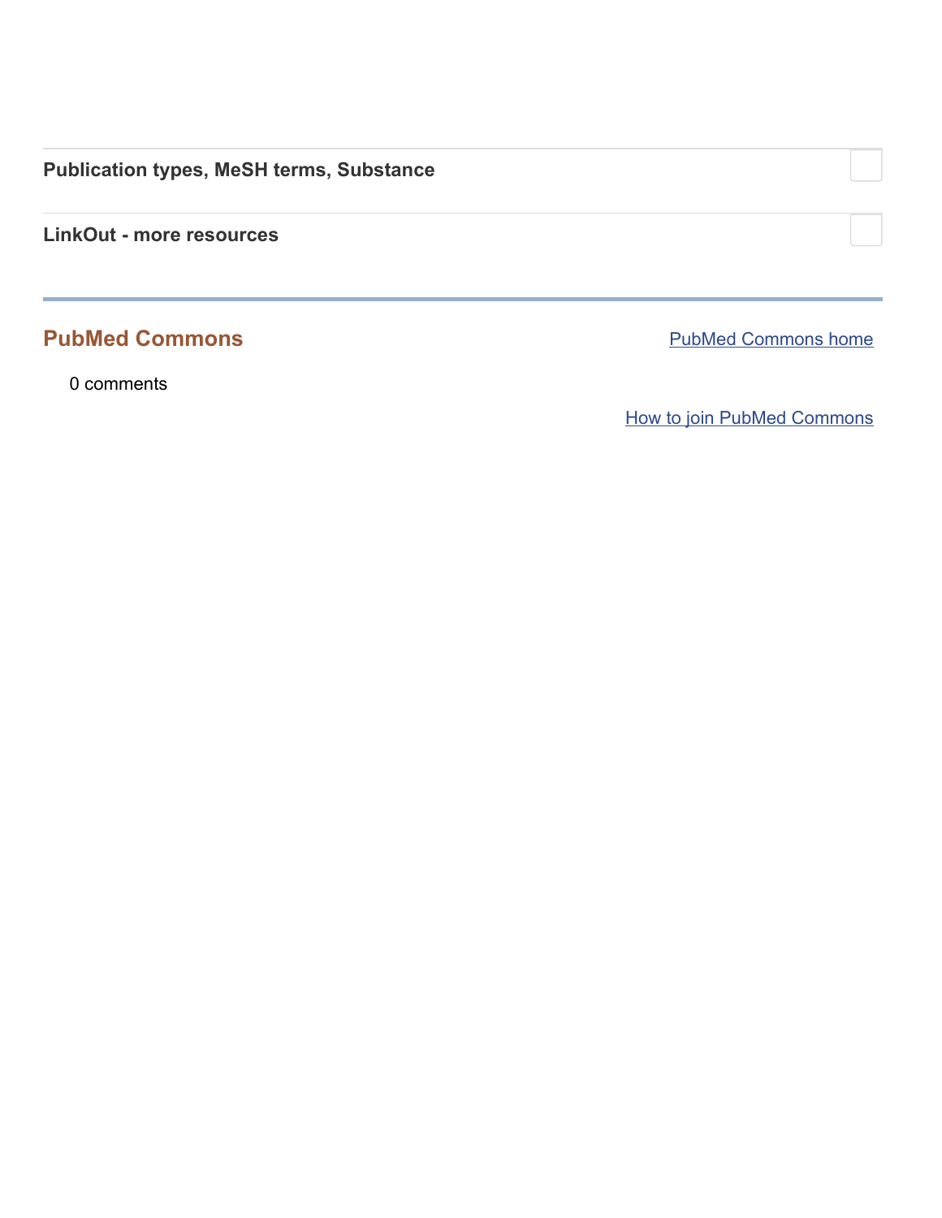**Publication types, MeSH terms, Substance**

**LinkOut - more resources**

## PubMed Commons

PubMed Commons home

0 comments

How to join PubMed Commons